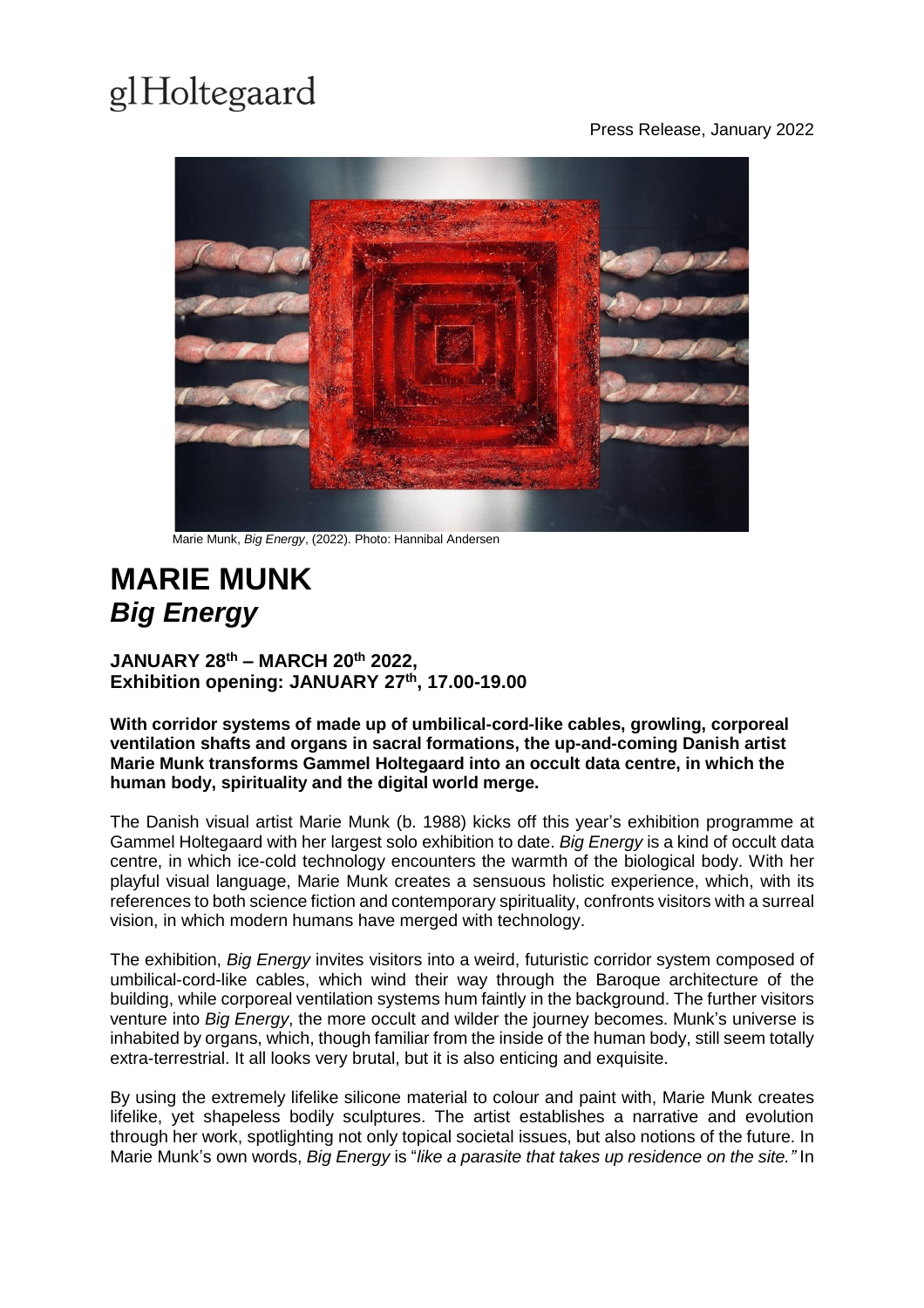glHoltegaard

Press Release, January 2022

Marie Munk, *Big Energy*, (2022). Photo: Hannibal Andersen

# MARIE MUNK
## *Big Energy*

**JANUARY 28th – MARCH 20th 2022,**
**Exhibition opening: JANUARY 27th, 17.00-19.00**

**With corridor systems of made up of umbilical-cord-like cables, growling, corporeal ventilation shafts and organs in sacral formations, the up-and-coming Danish artist Marie Munk transforms Gammel Holtegaard into an occult data centre, in which the human body, spirituality and the digital world merge.**

The Danish visual artist Marie Munk (b. 1988) kicks off this year's exhibition programme at Gammel Holtegaard with her largest solo exhibition to date. *Big Energy* is a kind of occult data centre, in which ice-cold technology encounters the warmth of the biological body. With her playful visual language, Marie Munk creates a sensuous holistic experience, which, with its references to both science fiction and contemporary spirituality, confronts visitors with a surreal vision, in which modern humans have merged with technology.

The exhibition, *Big Energy* invites visitors into a weird, futuristic corridor system composed of umbilical-cord-like cables, which wind their way through the Baroque architecture of the building, while corporeal ventilation systems hum faintly in the background. The further visitors venture into *Big Energy*, the more occult and wilder the journey becomes. Munk's universe is inhabited by organs, which, though familiar from the inside of the human body, still seem totally extra-terrestrial. It all looks very brutal, but it is also enticing and exquisite.

By using the extremely lifelike silicone material to colour and paint with, Marie Munk creates lifelike, yet shapeless bodily sculptures. The artist establishes a narrative and evolution through her work, spotlighting not only topical societal issues, but also notions of the future. In Marie Munk's own words, *Big Energy* is "*like a parasite that takes up residence on the site."* In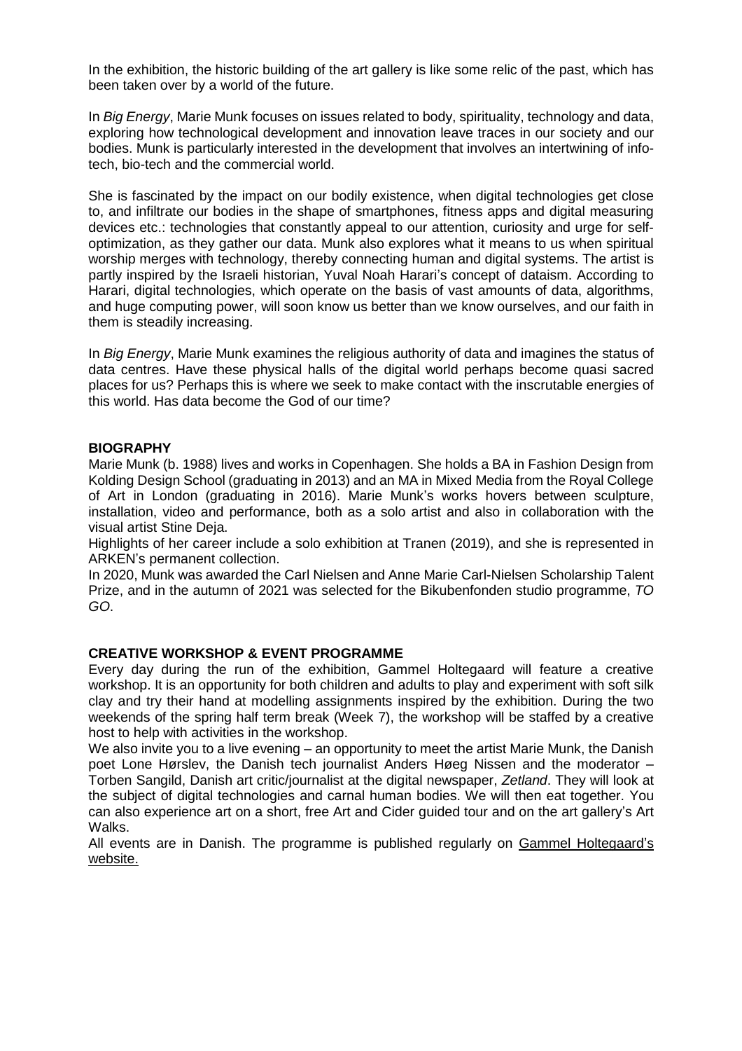In the exhibition, the historic building of the art gallery is like some relic of the past, which has been taken over by a world of the future.

In *Big Energy*, Marie Munk focuses on issues related to body, spirituality, technology and data, exploring how technological development and innovation leave traces in our society and our bodies. Munk is particularly interested in the development that involves an intertwining of info-tech, bio-tech and the commercial world.

She is fascinated by the impact on our bodily existence, when digital technologies get close to, and infiltrate our bodies in the shape of smartphones, fitness apps and digital measuring devices etc.: technologies that constantly appeal to our attention, curiosity and urge for self-optimization, as they gather our data. Munk also explores what it means to us when spiritual worship merges with technology, thereby connecting human and digital systems. The artist is partly inspired by the Israeli historian, Yuval Noah Harari's concept of dataism. According to Harari, digital technologies, which operate on the basis of vast amounts of data, algorithms, and huge computing power, will soon know us better than we know ourselves, and our faith in them is steadily increasing.

In *Big Energy*, Marie Munk examines the religious authority of data and imagines the status of data centres. Have these physical halls of the digital world perhaps become quasi sacred places for us? Perhaps this is where we seek to make contact with the inscrutable energies of this world. Has data become the God of our time?

**BIOGRAPHY**

Marie Munk (b. 1988) lives and works in Copenhagen. She holds a BA in Fashion Design from Kolding Design School (graduating in 2013) and an MA in Mixed Media from the Royal College of Art in London (graduating in 2016). Marie Munk's works hovers between sculpture, installation, video and performance, both as a solo artist and also in collaboration with the visual artist Stine Deja.

Highlights of her career include a solo exhibition at Tranen (2019), and she is represented in ARKEN's permanent collection.

In 2020, Munk was awarded the Carl Nielsen and Anne Marie Carl-Nielsen Scholarship Talent Prize, and in the autumn of 2021 was selected for the Bikubenfonden studio programme, *TO GO*.

**CREATIVE WORKSHOP & EVENT PROGRAMME**

Every day during the run of the exhibition, Gammel Holtegaard will feature a creative workshop. It is an opportunity for both children and adults to play and experiment with soft silk clay and try their hand at modelling assignments inspired by the exhibition. During the two weekends of the spring half term break (Week 7), the workshop will be staffed by a creative host to help with activities in the workshop.

We also invite you to a live evening – an opportunity to meet the artist Marie Munk, the Danish poet Lone Hørslev, the Danish tech journalist Anders Høeg Nissen and the moderator – Torben Sangild, Danish art critic/journalist at the digital newspaper, *Zetland*. They will look at the subject of digital technologies and carnal human bodies. We will then eat together. You can also experience art on a short, free Art and Cider guided tour and on the art gallery's Art Walks.

All events are in Danish. The programme is published regularly on Gammel Holtegaard's website.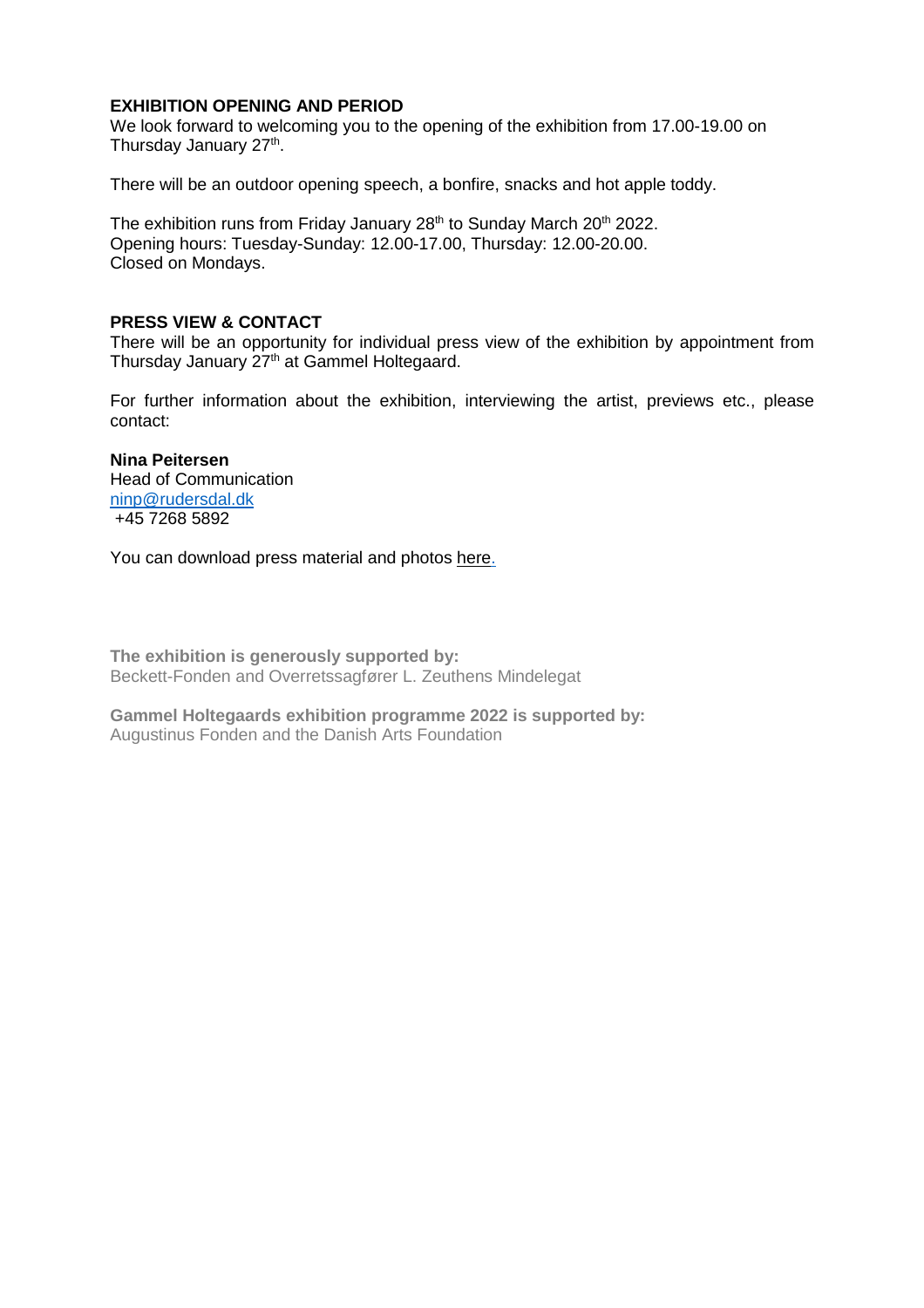**EXHIBITION OPENING AND PERIOD**
We look forward to welcoming you to the opening of the exhibition from 17.00-19.00 on Thursday January 27th.

There will be an outdoor opening speech, a bonfire, snacks and hot apple toddy.

The exhibition runs from Friday January 28th to Sunday March 20th 2022.
Opening hours: Tuesday-Sunday: 12.00-17.00, Thursday: 12.00-20.00.
Closed on Mondays.

**PRESS VIEW & CONTACT**
There will be an opportunity for individual press view of the exhibition by appointment from Thursday January 27th at Gammel Holtegaard.

For further information about the exhibition, interviewing the artist, previews etc., please contact:

**Nina Peitersen**
Head of Communication
ninp@rudersdal.dk
+45 7268 5892

You can download press material and photos here.

**The exhibition is generously supported by:**
Beckett-Fonden and Overretssagfører L. Zeuthens Mindelegat

**Gammel Holtegaards exhibition programme 2022 is supported by:**
Augustinus Fonden and the Danish Arts Foundation